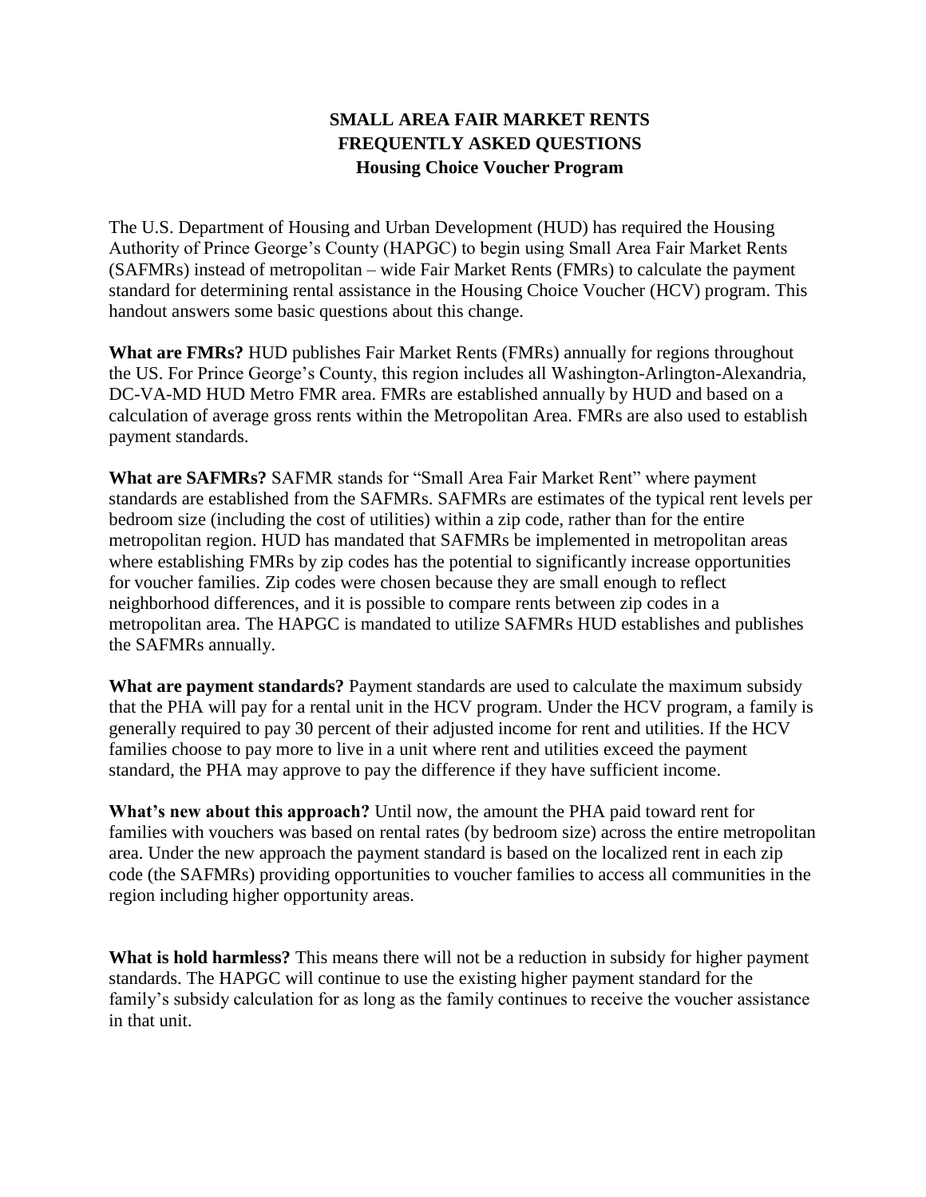# SMALL AREA FAIR MARKET RENTS
## FREQUENTLY ASKED QUESTIONS
### Housing Choice Voucher Program

The U.S. Department of Housing and Urban Development (HUD) has required the Housing Authority of Prince George's County (HAPGC) to begin using Small Area Fair Market Rents (SAFMRs) instead of metropolitan – wide Fair Market Rents (FMRs) to calculate the payment standard for determining rental assistance in the Housing Choice Voucher (HCV) program. This handout answers some basic questions about this change.

**What are FMRs?** HUD publishes Fair Market Rents (FMRs) annually for regions throughout the US. For Prince George's County, this region includes all Washington-Arlington-Alexandria, DC-VA-MD HUD Metro FMR area. FMRs are established annually by HUD and based on a calculation of average gross rents within the Metropolitan Area. FMRs are also used to establish payment standards.

**What are SAFMRs?** SAFMR stands for "Small Area Fair Market Rent" where payment standards are established from the SAFMRs. SAFMRs are estimates of the typical rent levels per bedroom size (including the cost of utilities) within a zip code, rather than for the entire metropolitan region. HUD has mandated that SAFMRs be implemented in metropolitan areas where establishing FMRs by zip codes has the potential to significantly increase opportunities for voucher families. Zip codes were chosen because they are small enough to reflect neighborhood differences, and it is possible to compare rents between zip codes in a metropolitan area. The HAPGC is mandated to utilize SAFMRs HUD establishes and publishes the SAFMRs annually.

**What are payment standards?** Payment standards are used to calculate the maximum subsidy that the PHA will pay for a rental unit in the HCV program. Under the HCV program, a family is generally required to pay 30 percent of their adjusted income for rent and utilities. If the HCV families choose to pay more to live in a unit where rent and utilities exceed the payment standard, the PHA may approve to pay the difference if they have sufficient income.

**What's new about this approach?** Until now, the amount the PHA paid toward rent for families with vouchers was based on rental rates (by bedroom size) across the entire metropolitan area. Under the new approach the payment standard is based on the localized rent in each zip code (the SAFMRs) providing opportunities to voucher families to access all communities in the region including higher opportunity areas.

**What is hold harmless?** This means there will not be a reduction in subsidy for higher payment standards. The HAPGC will continue to use the existing higher payment standard for the family's subsidy calculation for as long as the family continues to receive the voucher assistance in that unit.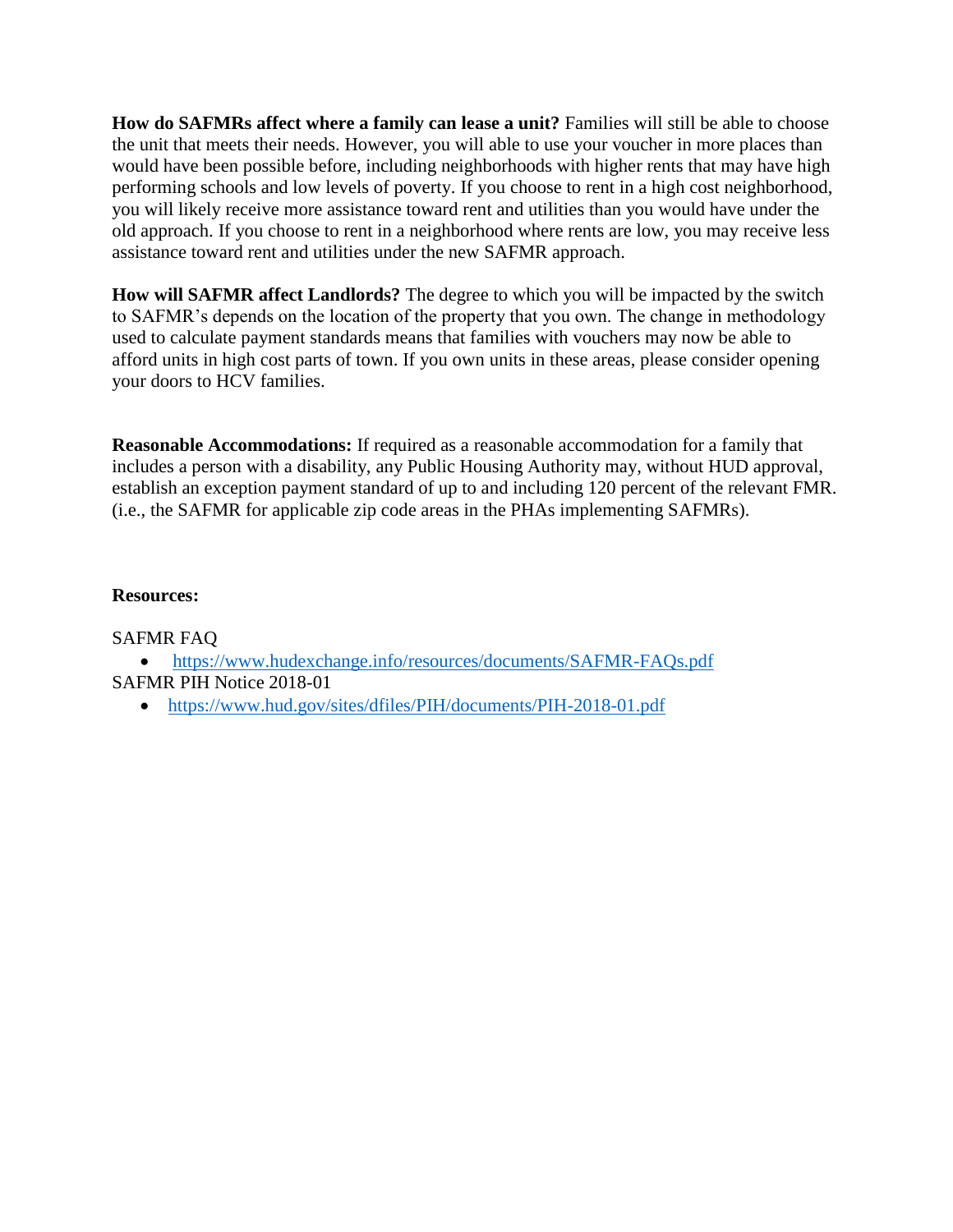**How do SAFMRs affect where a family can lease a unit?** Families will still be able to choose the unit that meets their needs. However, you will able to use your voucher in more places than would have been possible before, including neighborhoods with higher rents that may have high performing schools and low levels of poverty. If you choose to rent in a high cost neighborhood, you will likely receive more assistance toward rent and utilities than you would have under the old approach. If you choose to rent in a neighborhood where rents are low, you may receive less assistance toward rent and utilities under the new SAFMR approach.

**How will SAFMR affect Landlords?** The degree to which you will be impacted by the switch to SAFMR's depends on the location of the property that you own. The change in methodology used to calculate payment standards means that families with vouchers may now be able to afford units in high cost parts of town. If you own units in these areas, please consider opening your doors to HCV families.

**Reasonable Accommodations:** If required as a reasonable accommodation for a family that includes a person with a disability, any Public Housing Authority may, without HUD approval, establish an exception payment standard of up to and including 120 percent of the relevant FMR. (i.e., the SAFMR for applicable zip code areas in the PHAs implementing SAFMRs).

**Resources:**

SAFMR FAQ

- https://www.hudexchange.info/resources/documents/SAFMR-FAQs.pdf

SAFMR PIH Notice 2018-01

- https://www.hud.gov/sites/dfiles/PIH/documents/PIH-2018-01.pdf